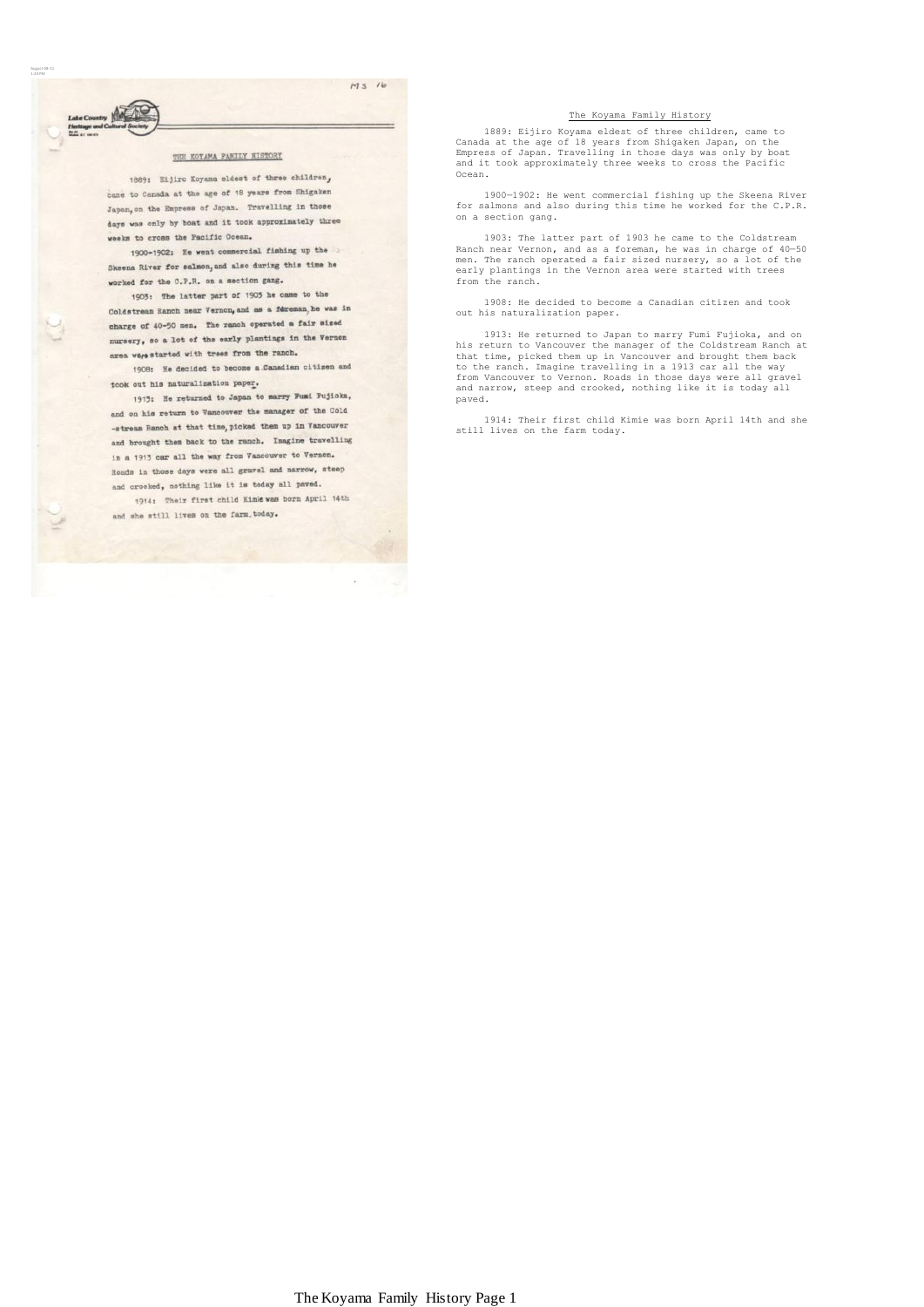# The Koyama Family History

1889: Eijiro Koyama eldest of three children, came to Canada at the age of 18 years from Shigaken Japan, on the Empress of Japan. Travelling in those days was only by boat and it took approximately three weeks to cross the Pacific Ocean.

1900—1902: He went commercial fishing up the Skeena River for salmons and also during this time he worked for the C.P.R. on a section gang.

1903: The latter part of 1903 he came to the Coldstream Ranch near Vernon, and as a foreman, he was in charge of 40—50 men. The ranch operated a fair sized nursery, so a lot of the early plantings in the Vernon area were started with trees from the ranch.

1908: He decided to become a Canadian citizen and took out his naturalization paper.

1913: He returned to Japan to marry Fumi Fujioka, and on his return to Vancouver the manager of the Coldstream Ranch at that time, picked them up in Vancouver and brought them back to the ranch. Imagine travelling in a 1913 car all the way from Vancouver to Vernon. Roads in those days were all gravel and narrow, steep and crooked, nothing like it is today all paved.

1914: Their first child Kimie was born April 14th and she still lives on the farm today.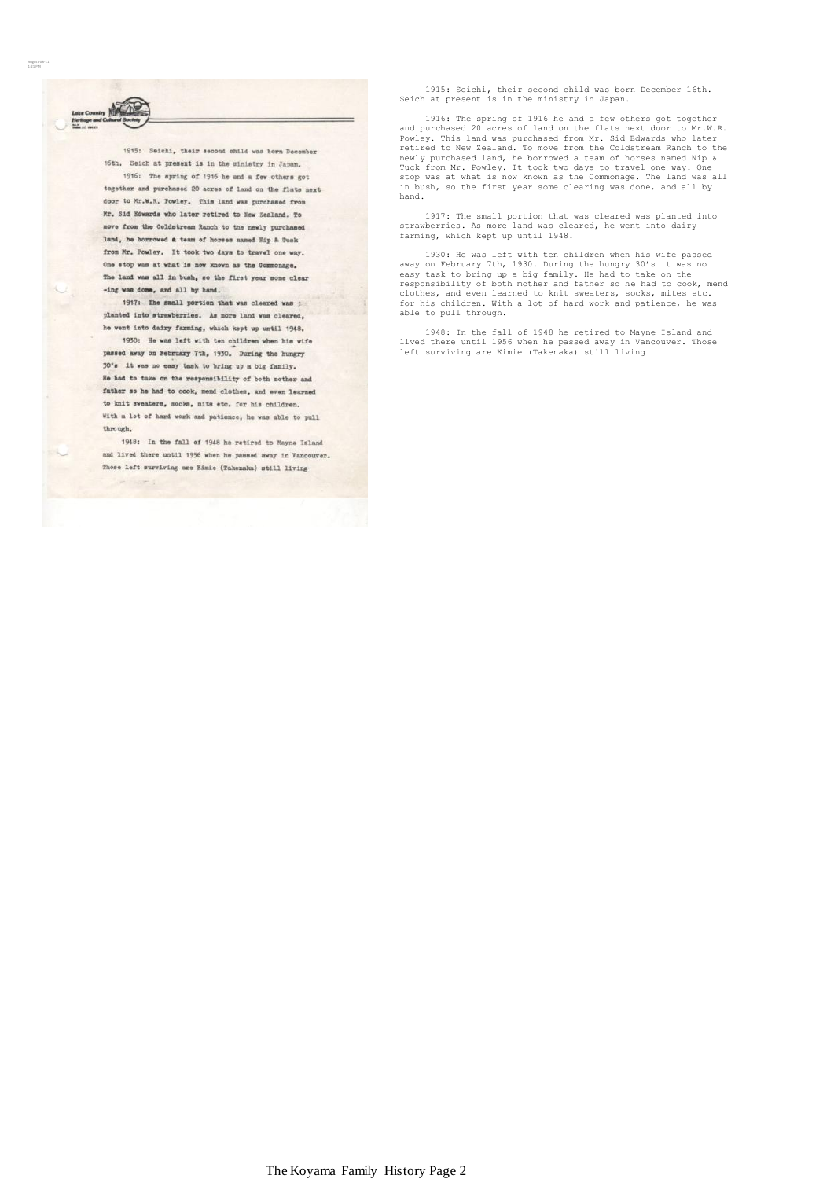1915: Seichi, their second child was born December 16th. Seich at present is in the ministry in Japan.

1916: The spring of 1916 he and a few others got together and purchased 20 acres of land on the flats next door to Mr.W.R. Powley. This land was purchased from Mr. Sid Edwards who later retired to New Zealand. To move from the Coldstream Ranch to the newly purchased land, he borrowed a team of horses named Nip & Tuck from Mr. Powley. It took two days to travel one way. One stop was at what is now known as the Commonage. The land was all in bush, so the first year some clearing was done, and all by hand.

1917: The small portion that was cleared was planted into strawberries. As more land was cleared, he went into dairy farming, which kept up until 1948.

1930: He was left with ten children when his wife passed away on February 7th, 1930. During the hungry 30's it was no easy task to bring up a big family. He had to take on the responsibility of both mother and father so he had to cook, mend clothes, and even learned to knit sweaters, socks, mites etc. for his children. With a lot of hard work and patience, he was able to pull through.

1948: In the fall of 1948 he retired to Mayne Island and lived there until 1956 when he passed away in Vancouver. Those left surviving are Kimie (Takenaka) still living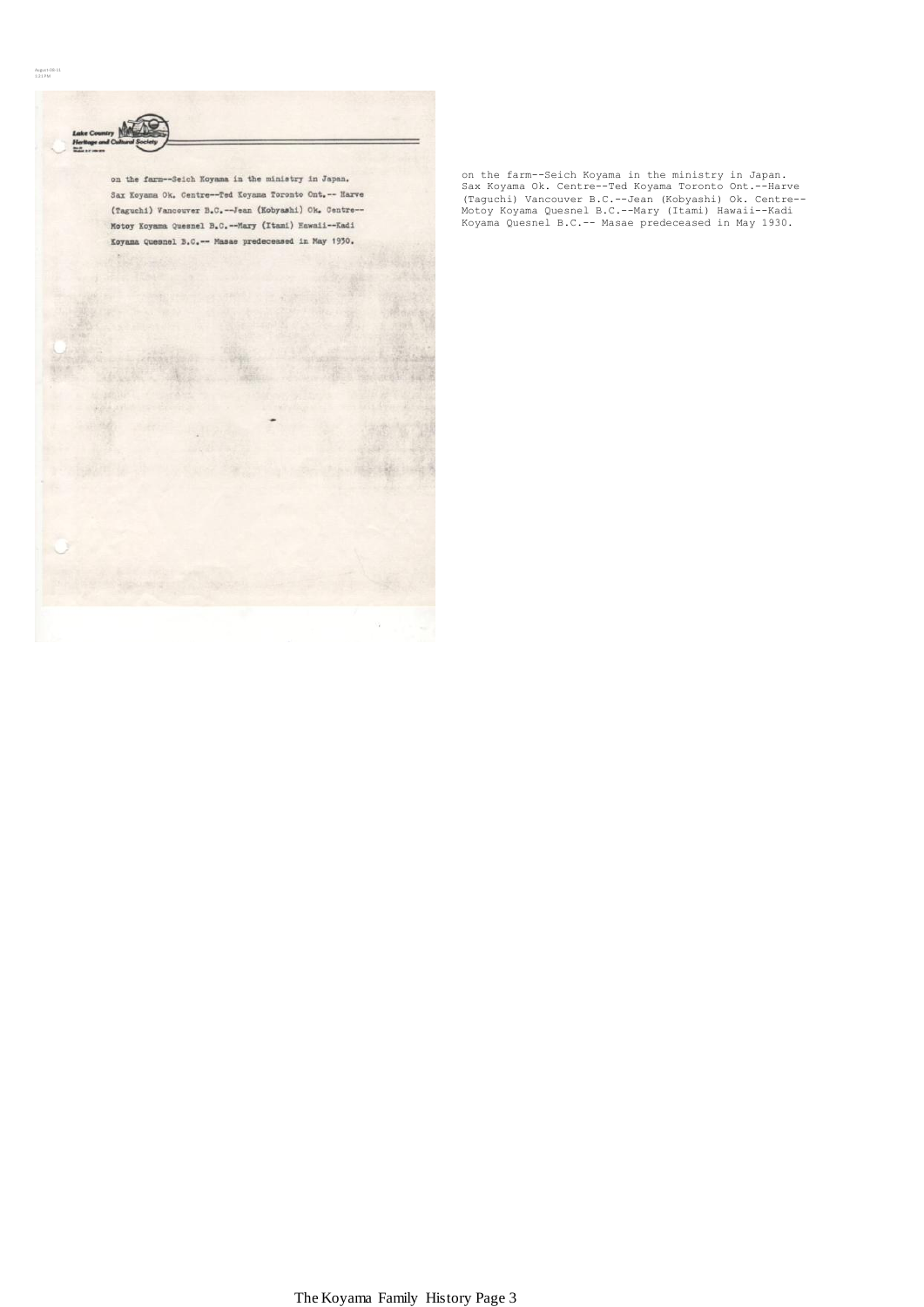on the farm--Seich Koyama in the ministry in Japan. Sax Koyama Ok. Centre--Ted Koyama Toronto Ont.-- Harve (Taguchi) Vancouver B.C.--Jean (Kobyashi) Ok. Centre--Motoy Koyama Quesnel B.C.--Mary (Itami) Hawaii--Kadi Koyama Quesnel B.C.-- Masae predeceased in May 1930.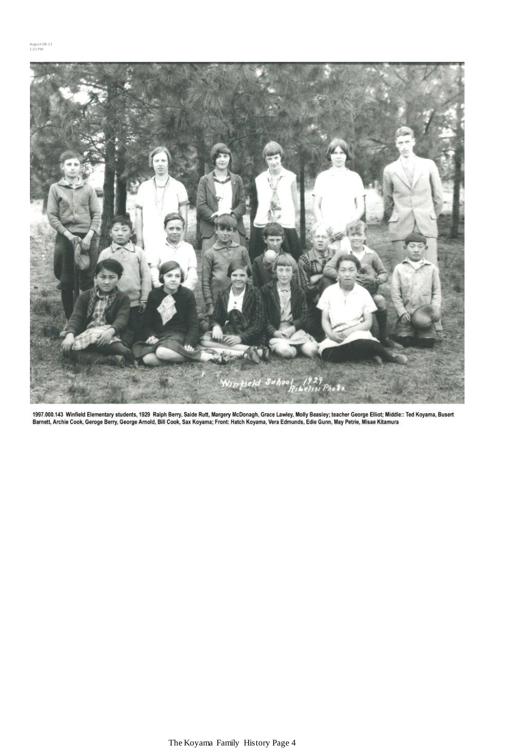August-08-11
1:21 PM

1997.000.143 Winfield Elementary students, 1929 Ralph Berry, Saide Rutt, Margery McDonagh, Grace Lawley, Molly Beasley; teacher George Elliot; Middle:: Ted Koyama, Busert Barnett, Archie Cook, Geroge Berry, George Arnold, Bill Cook, Sax Koyama; Front: Hatch Koyama, Vera Edmunds, Edie Gunn, May Petrie, Misae Kitamura